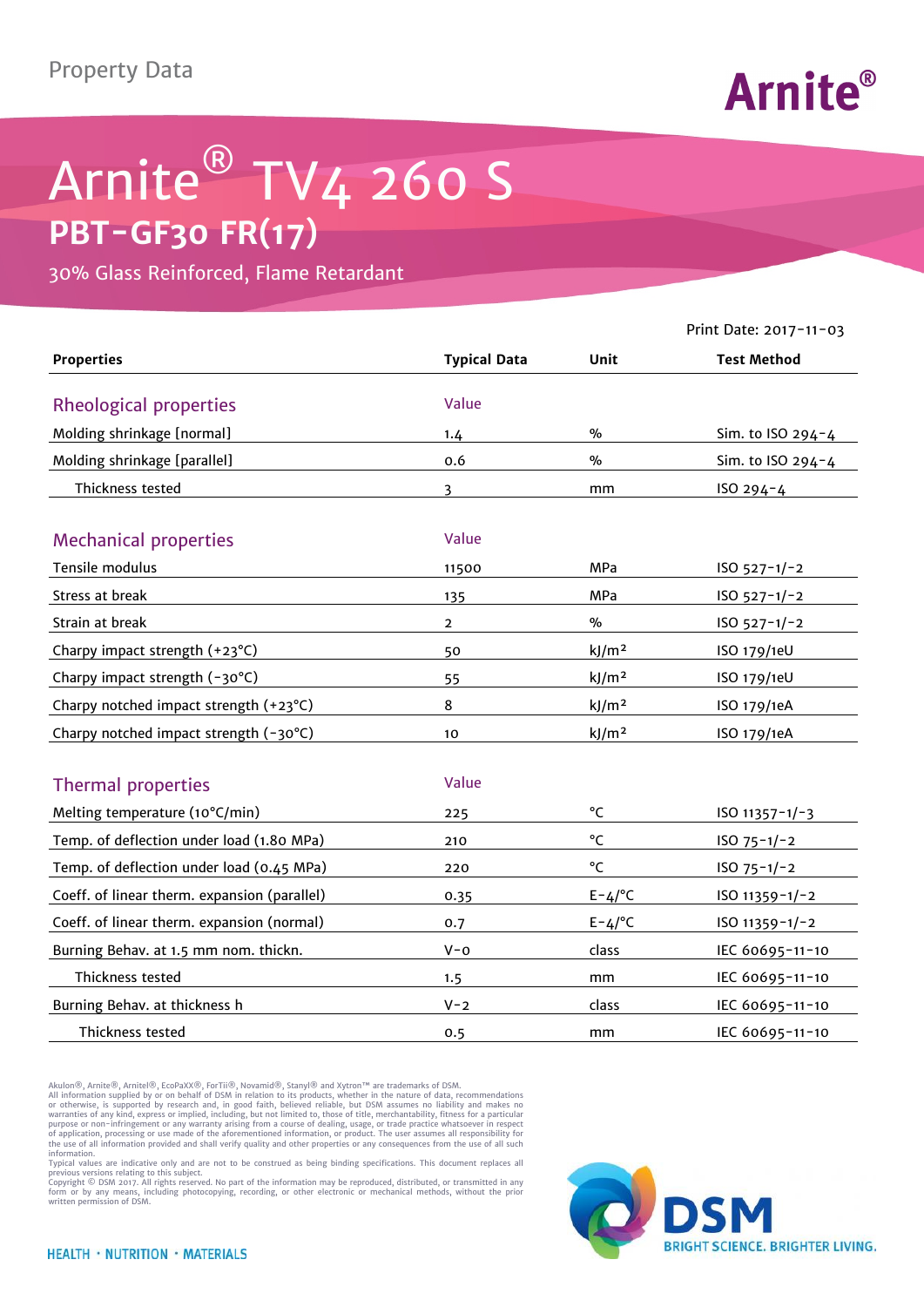Property Data

Arnite®

# Arnite® TV4 260 S

## PBT-GF30 FR(17)

30% Glass Reinforced, Flame Retardant

Print Date: 2017-11-03

| Properties | Typical Data | Unit | Test Method |
|---|---|---|---|
| **Rheological properties** | Value | | |
| Molding shrinkage [normal] | 1.4 | % | Sim. to ISO 294-4 |
| Molding shrinkage [parallel] | 0.6 | % | Sim. to ISO 294-4 |
| Thickness tested | 3 | mm | ISO 294-4 |
| **Mechanical properties** | Value | | |
| Tensile modulus | 11500 | MPa | ISO 527-1/-2 |
| Stress at break | 135 | MPa | ISO 527-1/-2 |
| Strain at break | 2 | % | ISO 527-1/-2 |
| Charpy impact strength (+23°C) | 50 | kJ/m² | ISO 179/1eU |
| Charpy impact strength (-30°C) | 55 | kJ/m² | ISO 179/1eU |
| Charpy notched impact strength (+23°C) | 8 | kJ/m² | ISO 179/1eA |
| Charpy notched impact strength (-30°C) | 10 | kJ/m² | ISO 179/1eA |
| **Thermal properties** | Value | | |
| Melting temperature (10°C/min) | 225 | °C | ISO 11357-1/-3 |
| Temp. of deflection under load (1.80 MPa) | 210 | °C | ISO 75-1/-2 |
| Temp. of deflection under load (0.45 MPa) | 220 | °C | ISO 75-1/-2 |
| Coeff. of linear therm. expansion (parallel) | 0.35 | E-4/°C | ISO 11359-1/-2 |
| Coeff. of linear therm. expansion (normal) | 0.7 | E-4/°C | ISO 11359-1/-2 |
| Burning Behav. at 1.5 mm nom. thickn. | V-0 | class | IEC 60695-11-10 |
| Thickness tested | 1.5 | mm | IEC 60695-11-10 |
| Burning Behav. at thickness h | V-2 | class | IEC 60695-11-10 |
| Thickness tested | 0.5 | mm | IEC 60695-11-10 |

Akulon®, Arnite®, Arnitel®, EcoPaXX®, ForTii®, Novamid®, Stanyl® and Xytron™ are trademarks of DSM.
All information supplied by or on behalf of DSM in relation to its products, whether in the nature of data, recommendations or otherwise, is supported by research and, in good faith, believed reliable, but DSM assumes no liability and makes no warranties of any kind, express or implied, including, but not limited to, those of title, merchantability, fitness for a particular purpose or non-infringement or any warranty arising from a course of dealing, usage, or trade practice whatsoever in respect of application, processing or use made of the aforementioned information, or product. The user assumes all responsibility for the use of all information provided and shall verify quality and other properties or any consequences from the use of all such information.
Typical values are indicative only and are not to be construed as being binding specifications. This document replaces all previous versions relating to this subject.
Copyright © DSM 2017. All rights reserved. No part of the information may be reproduced, distributed, or transmitted in any form or by any means, including photocopying, recording, or other electronic or mechanical methods, without the prior written permission of DSM.

HEALTH · NUTRITION · MATERIALS

DSM
BRIGHT SCIENCE. BRIGHTER LIVING.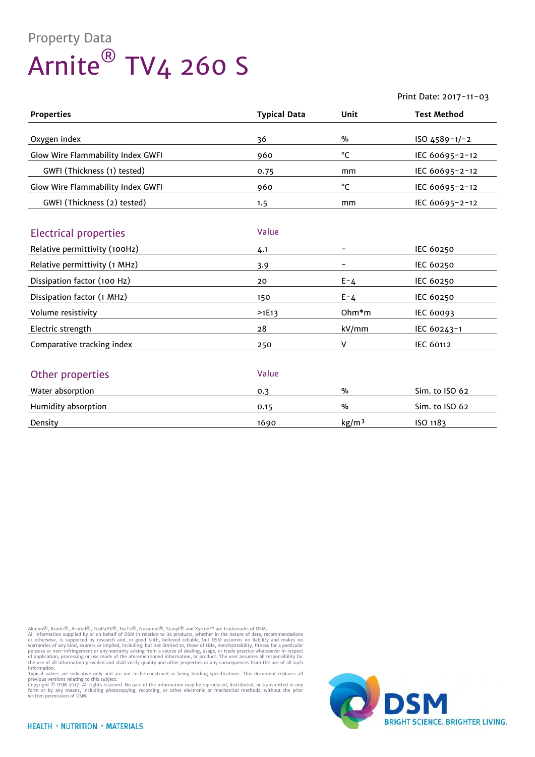Property Data

# Arnite® TV4 260 S

Print Date: 2017-11-03

| Properties | Typical Data | Unit | Test Method |
|---|---|---|---|
| Oxygen index | 36 | % | ISO 4589-1/-2 |
| Glow Wire Flammability Index GWFI | 960 | °C | IEC 60695-2-12 |
| GWFI (Thickness (1) tested) | 0.75 | mm | IEC 60695-2-12 |
| Glow Wire Flammability Index GWFI | 960 | °C | IEC 60695-2-12 |
| GWFI (Thickness (2) tested) | 1.5 | mm | IEC 60695-2-12 |

## Electrical properties

| Electrical properties | Value | | |
|---|---|---|---|
| Relative permittivity (100Hz) | 4.1 | - | IEC 60250 |
| Relative permittivity (1 MHz) | 3.9 | - | IEC 60250 |
| Dissipation factor (100 Hz) | 20 | E-4 | IEC 60250 |
| Dissipation factor (1 MHz) | 150 | E-4 | IEC 60250 |
| Volume resistivity | >1E13 | Ohm*m | IEC 60093 |
| Electric strength | 28 | kV/mm | IEC 60243-1 |
| Comparative tracking index | 250 | V | IEC 60112 |

## Other properties

| Other properties | Value | | |
|---|---|---|---|
| Water absorption | 0.3 | % | Sim. to ISO 62 |
| Humidity absorption | 0.15 | % | Sim. to ISO 62 |
| Density | 1690 | kg/m³ | ISO 1183 |

Akulon®, Arnite®, Arnitel®, EcoPaXX®, ForTii®, Novamid®, Stanyl® and Xytron™ are trademarks of DSM.
All information supplied by or on behalf of DSM in relation to its products, whether in the nature of data, recommendations or otherwise, is supported by research and, in good faith, believed reliable, but DSM assumes no liability and makes no warranties of any kind, express or implied, including, but not limited to, those of title, merchantability, fitness for a particular purpose or non-infringement or any warranty arising from a course of dealing, usage, or trade practice whatsoever in respect of application, processing or use made of the aforementioned information, or product. The user assumes all responsibility for the use of all information provided and shall verify quality and other properties or any consequences from the use of all such information.
Typical values are indicative only and are not to be construed as being binding specifications. This document replaces all previous versions relating to this subject.
Copyright © DSM 2017. All rights reserved. No part of the information may be reproduced, distributed, or transmitted in any form or by any means, including photocopying, recording, or other electronic or mechanical methods, without the prior written permission of DSM.

HEALTH · NUTRITION · MATERIALS

DSM BRIGHT SCIENCE. BRIGHTER LIVING.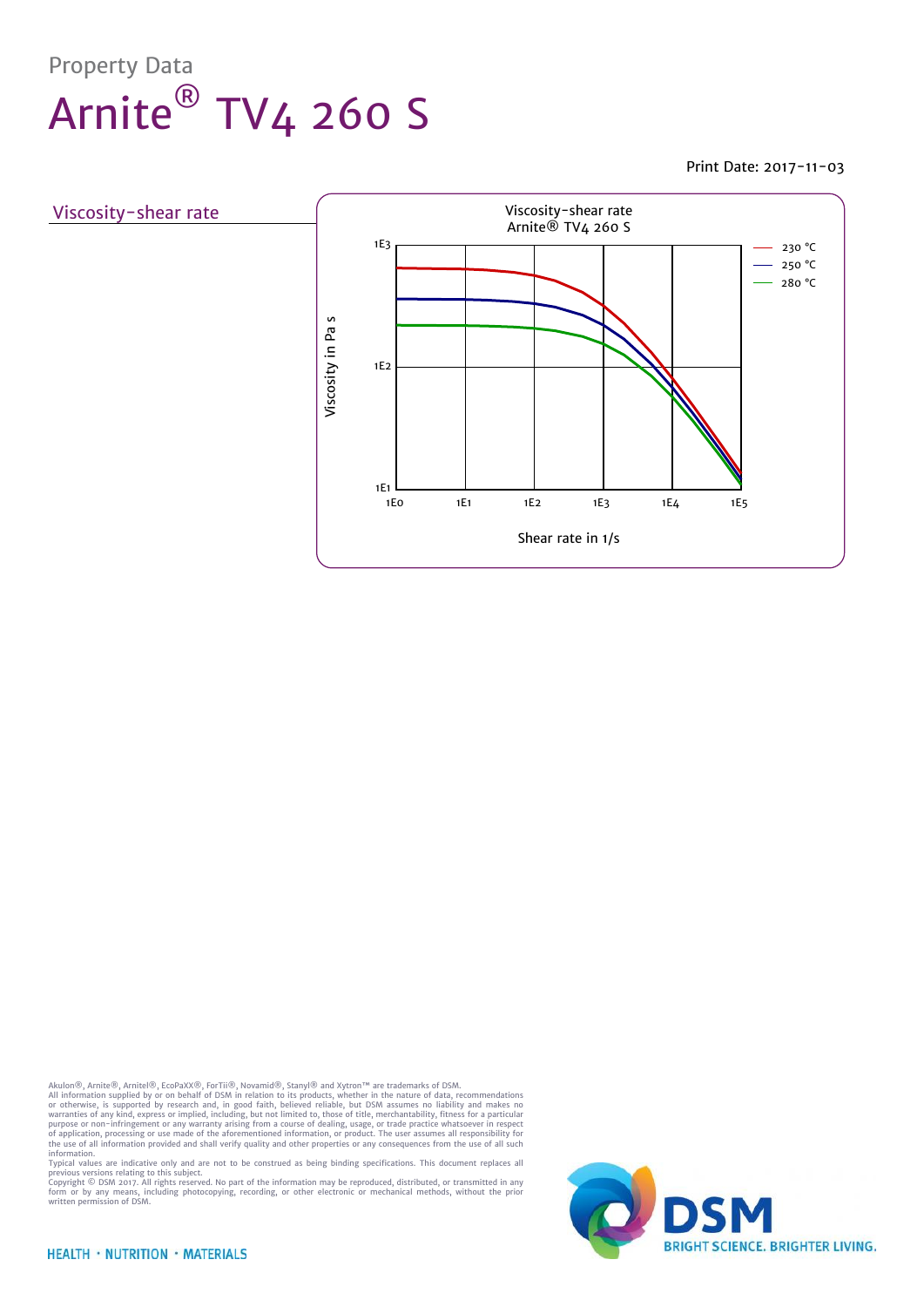Property Data

# Arnite® TV4 260 S

Print Date: 2017-11-03

## Viscosity-shear rate

Viscosity-shear rate
Arnite® TV4 260 S

Viscosity in Pa s

1E3
1E2
1E1

1E0
1E1
1E2
1E3
1E4
1E5

Shear rate in 1/s

230 °C
250 °C
280 °C

Akulon®, Arnite®, Arnitel®, EcoPaXX®, ForTii®, Novamid®, Stanyl® and Xytron™ are trademarks of DSM.
All information supplied by or on behalf of DSM in relation to its products, whether in the nature of data, recommendations or otherwise, is supported by research and, in good faith, believed reliable, but DSM assumes no liability and makes no warranties of any kind, express or implied, including, but not limited to, those of title, merchantability, fitness for a particular purpose or non-infringement or any warranty arising from a course of dealing, usage, or trade practice whatsoever in respect of application, processing or use made of the aforementioned information, or product. The user assumes all responsibility for the use of all information provided and shall verify quality and other properties or any consequences from the use of all such information.
Typical values are indicative only and are not to be construed as being binding specifications. This document replaces all previous versions relating to this subject.
Copyright © DSM 2017. All rights reserved. No part of the information may be reproduced, distributed, or transmitted in any form or by any means, including photocopying, recording, or other electronic or mechanical methods, without the prior written permission of DSM.

HEALTH · NUTRITION · MATERIALS

DSM
BRIGHT SCIENCE. BRIGHTER LIVING.